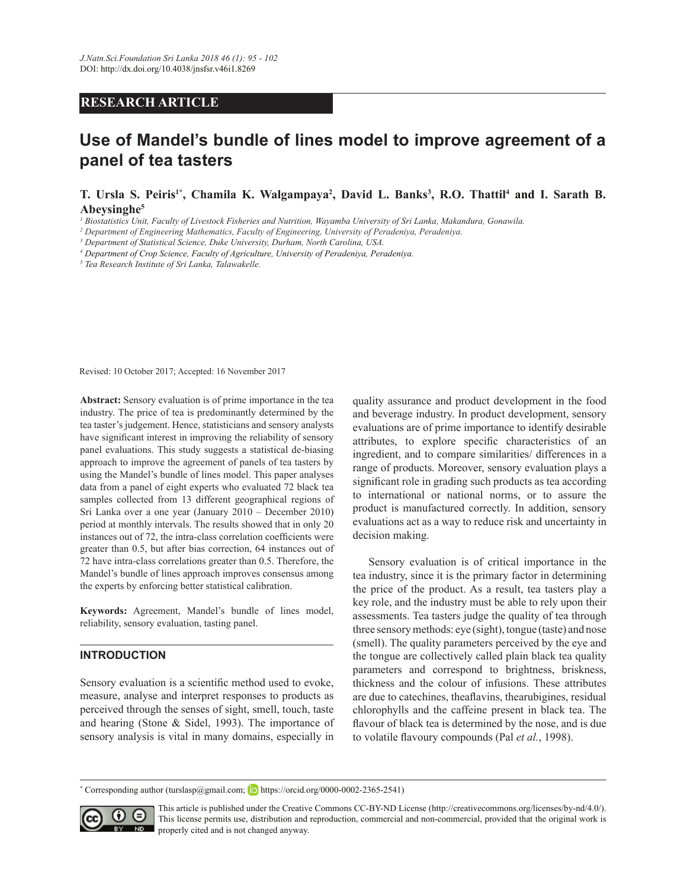RESEARCH ARTICLE

# Use of Mandel's bundle of lines model to improve agreement of a panel of tea tasters

**T. Ursla S. Peiris[1*], Chamila K. Walgampaya[2], David L. Banks[3], R.O. Thattil[4] and I. Sarath B. Abeysinghe[5]**

*[1] Biostatistics Unit, Faculty of Livestock Fisheries and Nutrition, Wayamba University of Sri Lanka, Makandura, Gonawila.*
*[2] Department of Engineering Mathematics, Faculty of Engineering, University of Peradeniya, Peradeniya.*
*[3] Department of Statistical Science, Duke University, Durham, North Carolina, USA.*
*[4] Department of Crop Science, Faculty of Agriculture, University of Peradeniya, Peradeniya.*
*[5] Tea Research Institute of Sri Lanka, Talawakelle.*

Revised: 10 October 2017; Accepted: 16 November 2017

**Abstract:** Sensory evaluation is of prime importance in the tea industry. The price of tea is predominantly determined by the tea taster's judgement. Hence, statisticians and sensory analysts have significant interest in improving the reliability of sensory panel evaluations. This study suggests a statistical de-biasing approach to improve the agreement of panels of tea tasters by using the Mandel's bundle of lines model. This paper analyses data from a panel of eight experts who evaluated 72 black tea samples collected from 13 different geographical regions of Sri Lanka over a one year (January 2010 – December 2010) period at monthly intervals. The results showed that in only 20 instances out of 72, the intra-class correlation coefficients were greater than 0.5, but after bias correction, 64 instances out of 72 have intra-class correlations greater than 0.5. Therefore, the Mandel's bundle of lines approach improves consensus among the experts by enforcing better statistical calibration.

**Keywords:** Agreement, Mandel's bundle of lines model, reliability, sensory evaluation, tasting panel.

## INTRODUCTION

Sensory evaluation is a scientific method used to evoke, measure, analyse and interpret responses to products as perceived through the senses of sight, smell, touch, taste and hearing (Stone & Sidel, 1993). The importance of sensory analysis is vital in many domains, especially in quality assurance and product development in the food and beverage industry. In product development, sensory evaluations are of prime importance to identify desirable attributes, to explore specific characteristics of an ingredient, and to compare similarities/ differences in a range of products. Moreover, sensory evaluation plays a significant role in grading such products as tea according to international or national norms, or to assure the product is manufactured correctly. In addition, sensory evaluations act as a way to reduce risk and uncertainty in decision making.

Sensory evaluation is of critical importance in the tea industry, since it is the primary factor in determining the price of the product. As a result, tea tasters play a key role, and the industry must be able to rely upon their assessments. Tea tasters judge the quality of tea through three sensory methods: eye (sight), tongue (taste) and nose (smell). The quality parameters perceived by the eye and the tongue are collectively called plain black tea quality parameters and correspond to brightness, briskness, thickness and the colour of infusions. These attributes are due to catechines, theaflavins, thearubigines, residual chlorophylls and the caffeine present in black tea. The flavour of black tea is determined by the nose, and is due to volatile flavoury compounds (Pal *et al.*, 1998).

[*] Corresponding author (turslasp@gmail.com; https://orcid.org/0000-0002-2365-2541)

This article is published under the Creative Commons CC-BY-ND License (http://creativecommons.org/licenses/by-nd/4.0/). This license permits use, distribution and reproduction, commercial and non-commercial, provided that the original work is properly cited and is not changed anyway.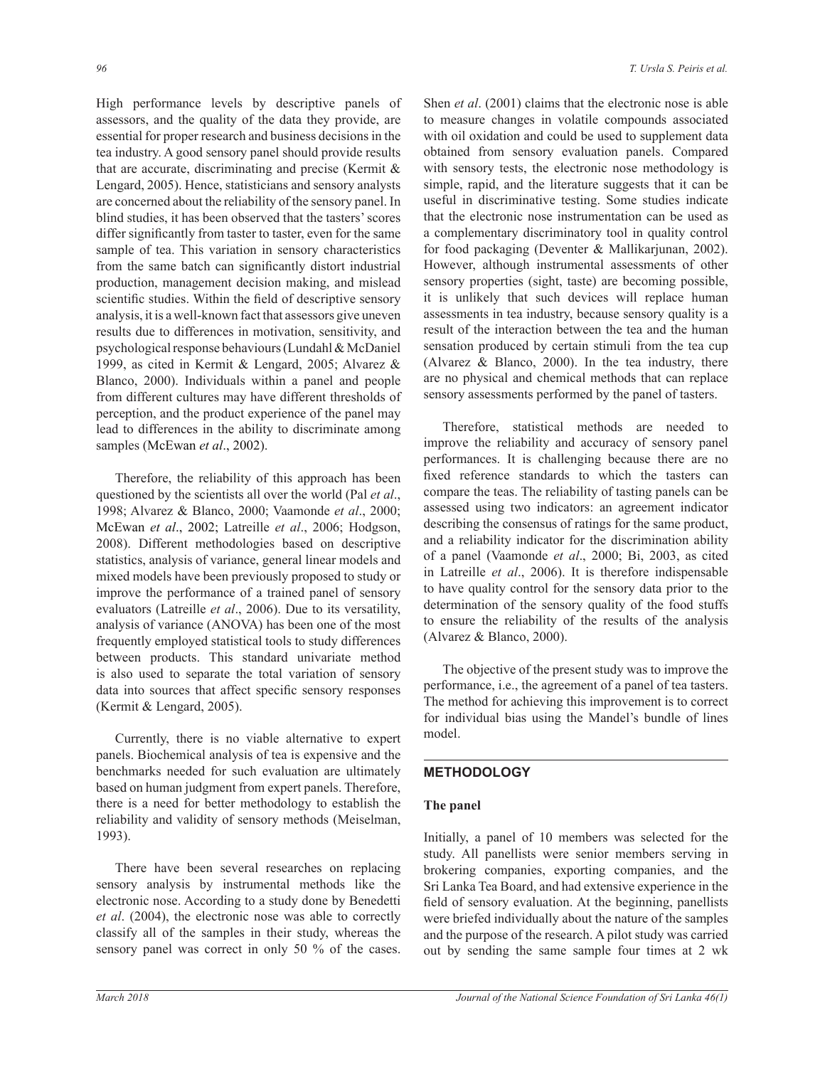High performance levels by descriptive panels of assessors, and the quality of the data they provide, are essential for proper research and business decisions in the tea industry. A good sensory panel should provide results that are accurate, discriminating and precise (Kermit & Lengard, 2005). Hence, statisticians and sensory analysts are concerned about the reliability of the sensory panel. In blind studies, it has been observed that the tasters' scores differ significantly from taster to taster, even for the same sample of tea. This variation in sensory characteristics from the same batch can significantly distort industrial production, management decision making, and mislead scientific studies. Within the field of descriptive sensory analysis, it is a well-known fact that assessors give uneven results due to differences in motivation, sensitivity, and psychological response behaviours (Lundahl & McDaniel 1999, as cited in Kermit & Lengard, 2005; Alvarez & Blanco, 2000). Individuals within a panel and people from different cultures may have different thresholds of perception, and the product experience of the panel may lead to differences in the ability to discriminate among samples (McEwan *et al*., 2002).

Therefore, the reliability of this approach has been questioned by the scientists all over the world (Pal *et al*., 1998; Alvarez & Blanco, 2000; Vaamonde *et al*., 2000; McEwan *et al*., 2002; Latreille *et al*., 2006; Hodgson, 2008). Different methodologies based on descriptive statistics, analysis of variance, general linear models and mixed models have been previously proposed to study or improve the performance of a trained panel of sensory evaluators (Latreille *et al*., 2006). Due to its versatility, analysis of variance (ANOVA) has been one of the most frequently employed statistical tools to study differences between products. This standard univariate method is also used to separate the total variation of sensory data into sources that affect specific sensory responses (Kermit & Lengard, 2005).

Currently, there is no viable alternative to expert panels. Biochemical analysis of tea is expensive and the benchmarks needed for such evaluation are ultimately based on human judgment from expert panels. Therefore, there is a need for better methodology to establish the reliability and validity of sensory methods (Meiselman, 1993).

There have been several researches on replacing sensory analysis by instrumental methods like the electronic nose. According to a study done by Benedetti *et al*. (2004), the electronic nose was able to correctly classify all of the samples in their study, whereas the sensory panel was correct in only 50 % of the cases. Shen *et al*. (2001) claims that the electronic nose is able to measure changes in volatile compounds associated with oil oxidation and could be used to supplement data obtained from sensory evaluation panels. Compared with sensory tests, the electronic nose methodology is simple, rapid, and the literature suggests that it can be useful in discriminative testing. Some studies indicate that the electronic nose instrumentation can be used as a complementary discriminatory tool in quality control for food packaging (Deventer & Mallikarjunan, 2002). However, although instrumental assessments of other sensory properties (sight, taste) are becoming possible, it is unlikely that such devices will replace human assessments in tea industry, because sensory quality is a result of the interaction between the tea and the human sensation produced by certain stimuli from the tea cup (Alvarez & Blanco, 2000). In the tea industry, there are no physical and chemical methods that can replace sensory assessments performed by the panel of tasters.

Therefore, statistical methods are needed to improve the reliability and accuracy of sensory panel performances. It is challenging because there are no fixed reference standards to which the tasters can compare the teas. The reliability of tasting panels can be assessed using two indicators: an agreement indicator describing the consensus of ratings for the same product, and a reliability indicator for the discrimination ability of a panel (Vaamonde *et al*., 2000; Bi, 2003, as cited in Latreille *et al*., 2006). It is therefore indispensable to have quality control for the sensory data prior to the determination of the sensory quality of the food stuffs to ensure the reliability of the results of the analysis (Alvarez & Blanco, 2000).

The objective of the present study was to improve the performance, i.e., the agreement of a panel of tea tasters. The method for achieving this improvement is to correct for individual bias using the Mandel's bundle of lines model.

## METHODOLOGY

### The panel

Initially, a panel of 10 members was selected for the study. All panellists were senior members serving in brokering companies, exporting companies, and the Sri Lanka Tea Board, and had extensive experience in the field of sensory evaluation. At the beginning, panellists were briefed individually about the nature of the samples and the purpose of the research. A pilot study was carried out by sending the same sample four times at 2 wk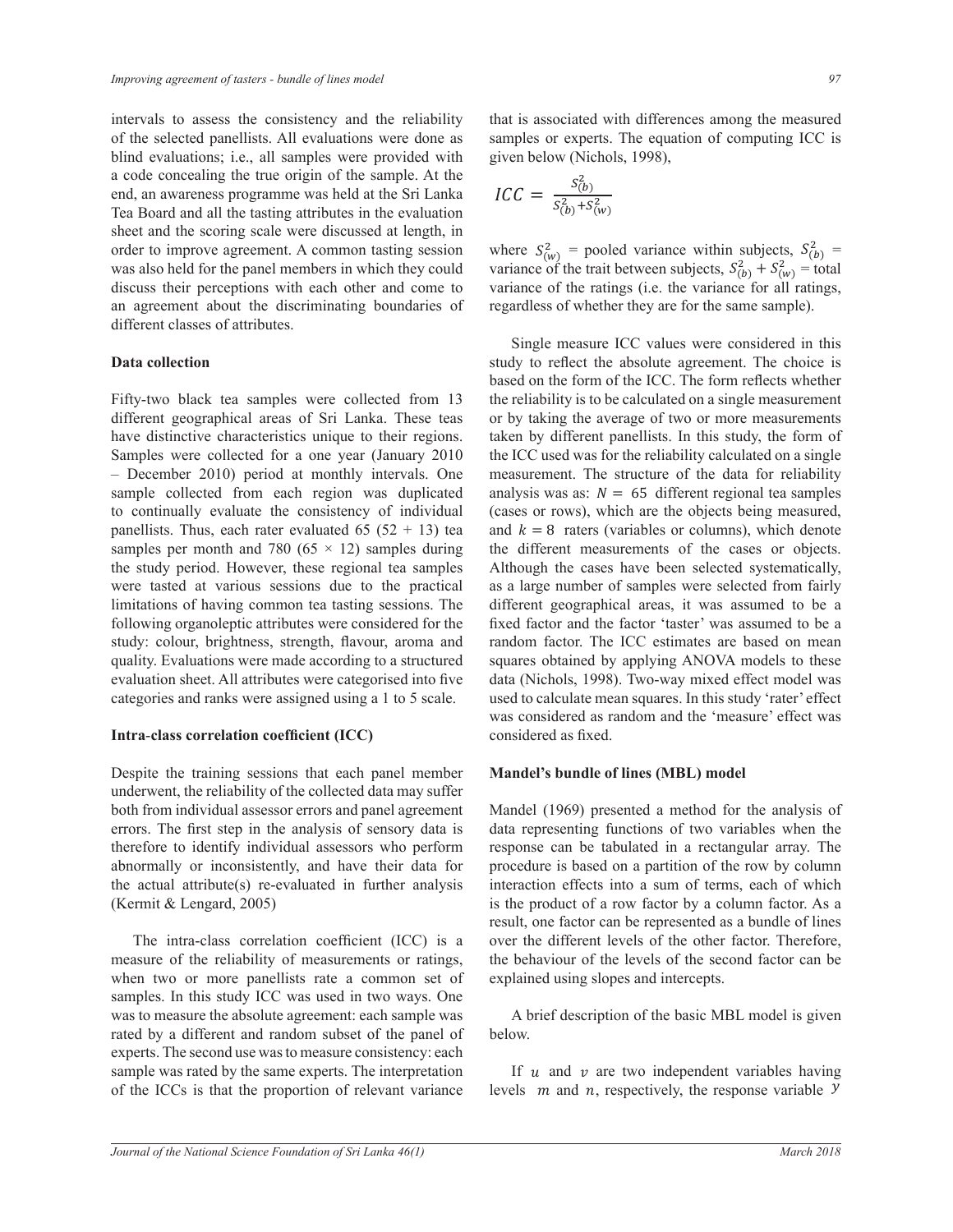intervals to assess the consistency and the reliability of the selected panellists. All evaluations were done as blind evaluations; i.e., all samples were provided with a code concealing the true origin of the sample. At the end, an awareness programme was held at the Sri Lanka Tea Board and all the tasting attributes in the evaluation sheet and the scoring scale were discussed at length, in order to improve agreement. A common tasting session was also held for the panel members in which they could discuss their perceptions with each other and come to an agreement about the discriminating boundaries of different classes of attributes.

### Data collection

Fifty-two black tea samples were collected from 13 different geographical areas of Sri Lanka. These teas have distinctive characteristics unique to their regions. Samples were collected for a one year (January 2010 – December 2010) period at monthly intervals. One sample collected from each region was duplicated to continually evaluate the consistency of individual panellists. Thus, each rater evaluated 65 (52 + 13) tea samples per month and 780 (65 × 12) samples during the study period. However, these regional tea samples were tasted at various sessions due to the practical limitations of having common tea tasting sessions. The following organoleptic attributes were considered for the study: colour, brightness, strength, flavour, aroma and quality. Evaluations were made according to a structured evaluation sheet. All attributes were categorised into five categories and ranks were assigned using a 1 to 5 scale.

### Intra-class correlation coefficient (ICC)

Despite the training sessions that each panel member underwent, the reliability of the collected data may suffer both from individual assessor errors and panel agreement errors. The first step in the analysis of sensory data is therefore to identify individual assessors who perform abnormally or inconsistently, and have their data for the actual attribute(s) re-evaluated in further analysis (Kermit & Lengard, 2005)

The intra-class correlation coefficient (ICC) is a measure of the reliability of measurements or ratings, when two or more panellists rate a common set of samples. In this study ICC was used in two ways. One was to measure the absolute agreement: each sample was rated by a different and random subset of the panel of experts. The second use was to measure consistency: each sample was rated by the same experts. The interpretation of the ICCs is that the proportion of relevant variance that is associated with differences among the measured samples or experts. The equation of computing ICC is given below (Nichols, 1998),

$$ICC = \frac{S_{(b)}^2}{S_{(b)}^2 + S_{(w)}^2}$$

where $S_{(w)}^2$ = pooled variance within subjects, $S_{(b)}^2$ = variance of the trait between subjects, $S_{(b)}^2 + S_{(w)}^2$ = total variance of the ratings (i.e. the variance for all ratings, regardless of whether they are for the same sample).

Single measure ICC values were considered in this study to reflect the absolute agreement. The choice is based on the form of the ICC. The form reflects whether the reliability is to be calculated on a single measurement or by taking the average of two or more measurements taken by different panellists. In this study, the form of the ICC used was for the reliability calculated on a single measurement. The structure of the data for reliability analysis was as: $N = 65$ different regional tea samples (cases or rows), which are the objects being measured, and $k = 8$ raters (variables or columns), which denote the different measurements of the cases or objects. Although the cases have been selected systematically, as a large number of samples were selected from fairly different geographical areas, it was assumed to be a fixed factor and the factor 'taster' was assumed to be a random factor. The ICC estimates are based on mean squares obtained by applying ANOVA models to these data (Nichols, 1998). Two-way mixed effect model was used to calculate mean squares. In this study 'rater' effect was considered as random and the 'measure' effect was considered as fixed.

### Mandel's bundle of lines (MBL) model

Mandel (1969) presented a method for the analysis of data representing functions of two variables when the response can be tabulated in a rectangular array. The procedure is based on a partition of the row by column interaction effects into a sum of terms, each of which is the product of a row factor by a column factor. As a result, one factor can be represented as a bundle of lines over the different levels of the other factor. Therefore, the behaviour of the levels of the second factor can be explained using slopes and intercepts.

A brief description of the basic MBL model is given below.

If $u$ and $v$ are two independent variables having levels $m$ and $n$, respectively, the response variable $y$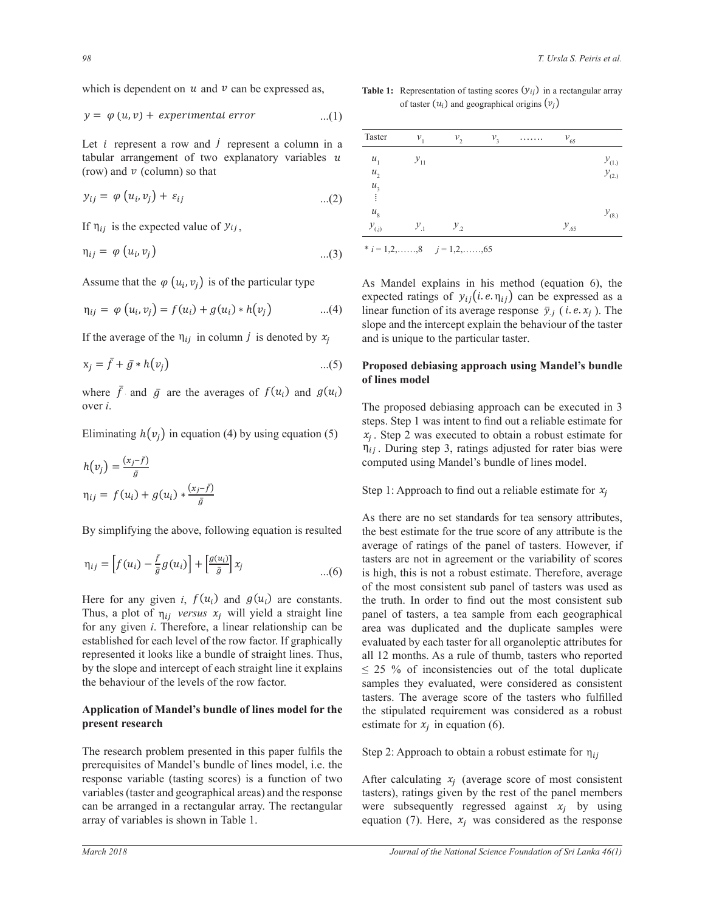which is dependent on $u$ and $v$ can be expressed as,

$$y = \varphi(u, v) + experimental\ error \quad ...(1)$$

Let $i$ represent a row and $j$ represent a column in a tabular arrangement of two explanatory variables $u$ (row) and $v$ (column) so that

$$y_{ij} = \varphi(u_i, v_j) + \varepsilon_{ij} \quad ...(2)$$

If $\eta_{ij}$ is the expected value of $y_{ij}$,

$$\eta_{ij} = \varphi(u_i, v_j) \quad ...(3)$$

Assume that the $\varphi(u_i, v_j)$ is of the particular type

$$\eta_{ij} = \varphi(u_i, v_j) = f(u_i) + g(u_i) * h(v_j) \quad ...(4)$$

If the average of the $\eta_{ij}$ in column $j$ is denoted by $x_j$

$$x_j = \bar{f} + \bar{g} * h(v_j) \quad ...(5)$$

where $\bar{f}$ and $\bar{g}$ are the averages of $f(u_i)$ and $g(u_i)$ over $i$.

Eliminating $h(v_j)$ in equation (4) by using equation (5)

$$h(v_j) = \frac{(x_j - \bar{f})}{\bar{g}}$$

$$\eta_{ij} = f(u_i) + g(u_i) * \frac{(x_j - \bar{f})}{\bar{g}}$$

By simplifying the above, following equation is resulted

$$\eta_{ij} = \left[f(u_i) - \frac{\bar{f}}{\bar{g}} g(u_i)\right] + \left[\frac{g(u_i)}{\bar{g}}\right] x_j \quad ...(6)$$

Here for any given $i$, $f(u_i)$ and $g(u_i)$ are constants. Thus, a plot of $\eta_{ij}$ *versus* $x_j$ will yield a straight line for any given $i$. Therefore, a linear relationship can be established for each level of the row factor. If graphically represented it looks like a bundle of straight lines. Thus, by the slope and intercept of each straight line it explains the behaviour of the levels of the row factor.

## Application of Mandel's bundle of lines model for the present research

The research problem presented in this paper fulfils the prerequisites of Mandel's bundle of lines model, i.e. the response variable (tasting scores) is a function of two variables (taster and geographical areas) and the response can be arranged in a rectangular array. The rectangular array of variables is shown in Table 1.

**Table 1:** Representation of tasting scores $(y_{ij})$ in a rectangular array of taster $(u_i)$ and geographical origins $(v_j)$

| Taster | $v_1$ | $v_2$ | $v_3$ | ……. | $v_{65}$ | |
|---|---|---|---|---|---|---|
| $u_1$ | $y_{11}$ | | | | | $y_{(1.)}$ |
| $u_2$ | | | | | | $y_{(2.)}$ |
| $u_3$ | | | | | | |
| ⋮ | | | | | | |
| $u_8$ | | | | | | $y_{(8.)}$ |
| $y_{(.j)}$ | $y_{.1}$ | $y_{.2}$ | | | $y_{.65}$ | |

\* $i = 1,2,……,8$   $j = 1,2,……,65$

As Mandel explains in his method (equation 6), the expected ratings of $y_{ij}(i.e.\ \eta_{ij})$ can be expressed as a linear function of its average response $\bar{y}_{.j}$ ($i.e.\ x_j$). The slope and the intercept explain the behaviour of the taster and is unique to the particular taster.

## Proposed debiasing approach using Mandel's bundle of lines model

The proposed debiasing approach can be executed in 3 steps. Step 1 was intent to find out a reliable estimate for $x_j$. Step 2 was executed to obtain a robust estimate for $\eta_{ij}$. During step 3, ratings adjusted for rater bias were computed using Mandel's bundle of lines model.

Step 1: Approach to find out a reliable estimate for $x_j$

As there are no set standards for tea sensory attributes, the best estimate for the true score of any attribute is the average of ratings of the panel of tasters. However, if tasters are not in agreement or the variability of scores is high, this is not a robust estimate. Therefore, average of the most consistent sub panel of tasters was used as the truth. In order to find out the most consistent sub panel of tasters, a tea sample from each geographical area was duplicated and the duplicate samples were evaluated by each taster for all organoleptic attributes for all 12 months. As a rule of thumb, tasters who reported $\leq 25$ % of inconsistencies out of the total duplicate samples they evaluated, were considered as consistent tasters. The average score of the tasters who fulfilled the stipulated requirement was considered as a robust estimate for $x_j$ in equation (6).

Step 2: Approach to obtain a robust estimate for $\eta_{ij}$

After calculating $x_j$ (average score of most consistent tasters), ratings given by the rest of the panel members were subsequently regressed against $x_j$ by using equation (7). Here, $x_j$ was considered as the response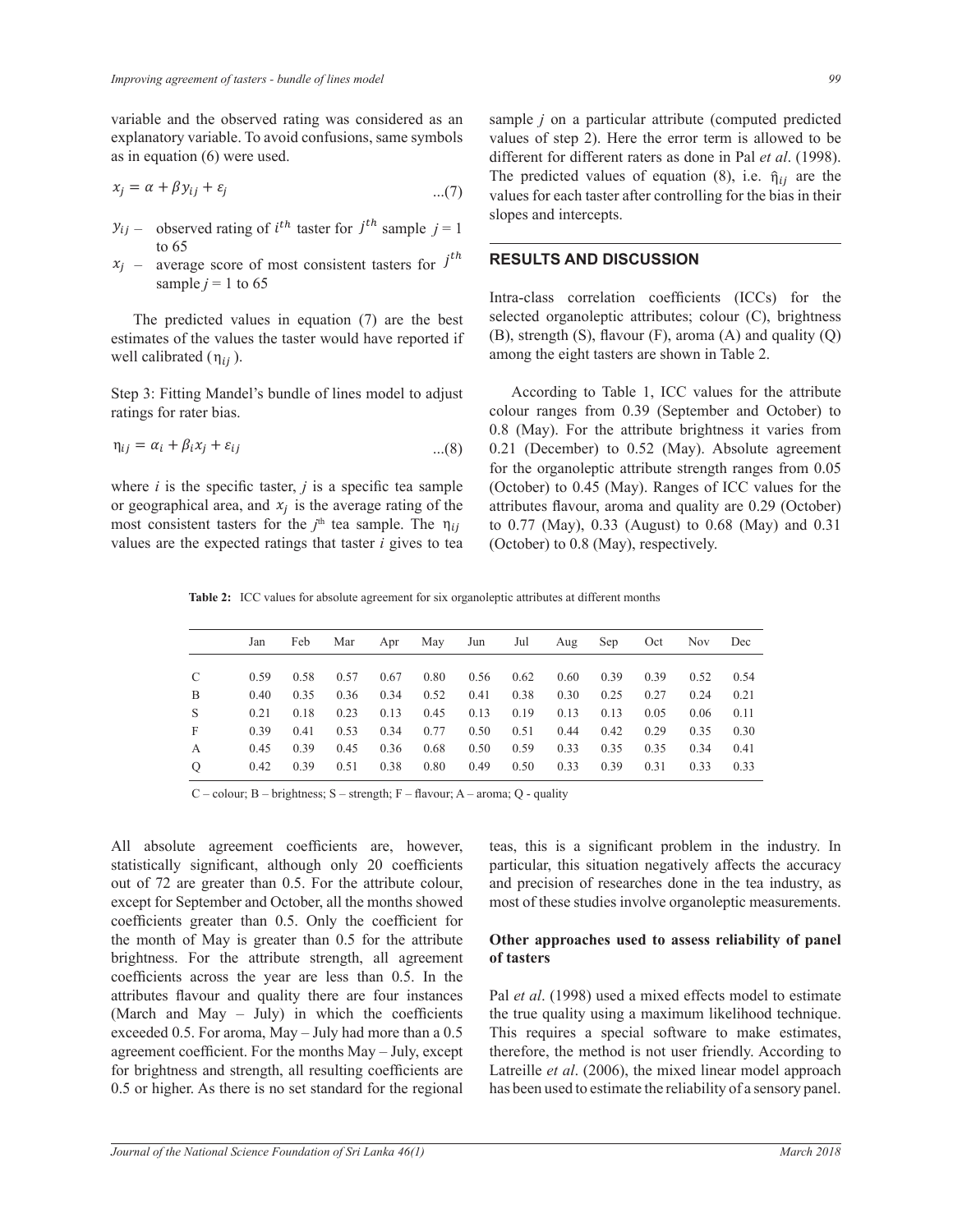variable and the observed rating was considered as an explanatory variable. To avoid confusions, same symbols as in equation (6) were used.

$$x_j = \alpha + \beta y_{ij} + \varepsilon_j \quad ...(7)$$

$y_{ij}$ – observed rating of $i^{th}$ taster for $j^{th}$ sample $j = 1$ to 65

$x_j$ – average score of most consistent tasters for $j^{th}$ sample $j = 1$ to 65

The predicted values in equation (7) are the best estimates of the values the taster would have reported if well calibrated ($\eta_{ij}$).

Step 3: Fitting Mandel's bundle of lines model to adjust ratings for rater bias.

$$\eta_{ij} = \alpha_i + \beta_i x_j + \varepsilon_{ij} \quad ...(8)$$

where $i$ is the specific taster, $j$ is a specific tea sample or geographical area, and $x_j$ is the average rating of the most consistent tasters for the $j^{th}$ tea sample. The $\eta_{ij}$ values are the expected ratings that taster $i$ gives to tea sample $j$ on a particular attribute (computed predicted values of step 2). Here the error term is allowed to be different for different raters as done in Pal *et al*. (1998). The predicted values of equation (8), i.e. $\hat{\eta}_{ij}$ are the values for each taster after controlling for the bias in their slopes and intercepts.

## RESULTS AND DISCUSSION

Intra-class correlation coefficients (ICCs) for the selected organoleptic attributes; colour (C), brightness (B), strength (S), flavour (F), aroma (A) and quality (Q) among the eight tasters are shown in Table 2.

According to Table 1, ICC values for the attribute colour ranges from 0.39 (September and October) to 0.8 (May). For the attribute brightness it varies from 0.21 (December) to 0.52 (May). Absolute agreement for the organoleptic attribute strength ranges from 0.05 (October) to 0.45 (May). Ranges of ICC values for the attributes flavour, aroma and quality are 0.29 (October) to 0.77 (May), 0.33 (August) to 0.68 (May) and 0.31 (October) to 0.8 (May), respectively.

**Table 2:** ICC values for absolute agreement for six organoleptic attributes at different months

| | Jan | Feb | Mar | Apr | May | Jun | Jul | Aug | Sep | Oct | Nov | Dec |
|---|---|---|---|---|---|---|---|---|---|---|---|---|
| C | 0.59 | 0.58 | 0.57 | 0.67 | 0.80 | 0.56 | 0.62 | 0.60 | 0.39 | 0.39 | 0.52 | 0.54 |
| B | 0.40 | 0.35 | 0.36 | 0.34 | 0.52 | 0.41 | 0.38 | 0.30 | 0.25 | 0.27 | 0.24 | 0.21 |
| S | 0.21 | 0.18 | 0.23 | 0.13 | 0.45 | 0.13 | 0.19 | 0.13 | 0.13 | 0.05 | 0.06 | 0.11 |
| F | 0.39 | 0.41 | 0.53 | 0.34 | 0.77 | 0.50 | 0.51 | 0.44 | 0.42 | 0.29 | 0.35 | 0.30 |
| A | 0.45 | 0.39 | 0.45 | 0.36 | 0.68 | 0.50 | 0.59 | 0.33 | 0.35 | 0.35 | 0.34 | 0.41 |
| Q | 0.42 | 0.39 | 0.51 | 0.38 | 0.80 | 0.49 | 0.50 | 0.33 | 0.39 | 0.31 | 0.33 | 0.33 |

C – colour; B – brightness; S – strength; F – flavour; A – aroma; Q - quality

All absolute agreement coefficients are, however, statistically significant, although only 20 coefficients out of 72 are greater than 0.5. For the attribute colour, except for September and October, all the months showed coefficients greater than 0.5. Only the coefficient for the month of May is greater than 0.5 for the attribute brightness. For the attribute strength, all agreement coefficients across the year are less than 0.5. In the attributes flavour and quality there are four instances (March and May – July) in which the coefficients exceeded 0.5. For aroma, May – July had more than a 0.5 agreement coefficient. For the months May – July, except for brightness and strength, all resulting coefficients are 0.5 or higher. As there is no set standard for the regional teas, this is a significant problem in the industry. In particular, this situation negatively affects the accuracy and precision of researches done in the tea industry, as most of these studies involve organoleptic measurements.

### Other approaches used to assess reliability of panel of tasters

Pal *et al*. (1998) used a mixed effects model to estimate the true quality using a maximum likelihood technique. This requires a special software to make estimates, therefore, the method is not user friendly. According to Latreille *et al*. (2006), the mixed linear model approach has been used to estimate the reliability of a sensory panel.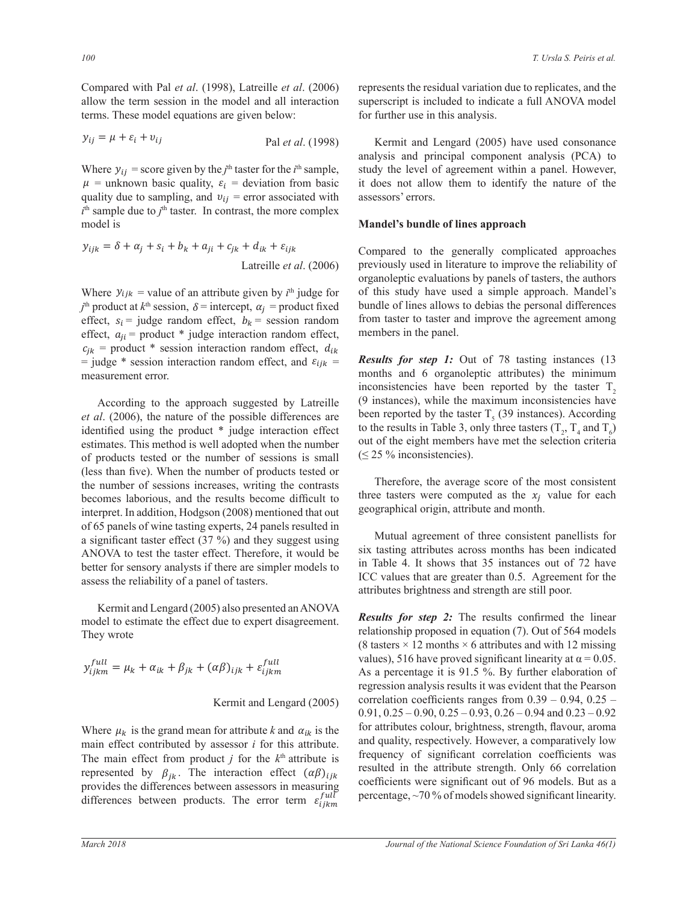Compared with Pal *et al*. (1998), Latreille *et al*. (2006) allow the term session in the model and all interaction terms. These model equations are given below:

$$y_{ij} = \mu + \varepsilon_i + \upsilon_{ij} \qquad \text{Pal } et\ al. \text{ (1998)}$$

Where $y_{ij}$ = score given by the $j^{\text{th}}$ taster for the $i^{\text{th}}$ sample, $\mu$ = unknown basic quality, $\varepsilon_i$ = deviation from basic quality due to sampling, and $\upsilon_{ij}$ = error associated with $i^{\text{th}}$ sample due to $j^{\text{th}}$ taster. In contrast, the more complex model is

$$y_{ijk} = \delta + \alpha_j + s_i + b_k + a_{ji} + c_{jk} + d_{ik} + \varepsilon_{ijk} \qquad \text{Latreille } et\ al. \text{ (2006)}$$

Where $y_{ijk}$ = value of an attribute given by $i^{\text{th}}$ judge for $j^{\text{th}}$ product at $k^{\text{th}}$ session, $\delta$ = intercept, $\alpha_j$ = product fixed effect, $s_i$ = judge random effect, $b_k$ = session random effect, $a_{ji}$ = product * judge interaction random effect, $c_{jk}$ = product * session interaction random effect, $d_{ik}$ = judge * session interaction random effect, and $\varepsilon_{ijk}$ = measurement error.

According to the approach suggested by Latreille *et al*. (2006), the nature of the possible differences are identified using the product * judge interaction effect estimates. This method is well adopted when the number of products tested or the number of sessions is small (less than five). When the number of products tested or the number of sessions increases, writing the contrasts becomes laborious, and the results become difficult to interpret. In addition, Hodgson (2008) mentioned that out of 65 panels of wine tasting experts, 24 panels resulted in a significant taster effect (37 %) and they suggest using ANOVA to test the taster effect. Therefore, it would be better for sensory analysts if there are simpler models to assess the reliability of a panel of tasters.

Kermit and Lengard (2005) also presented an ANOVA model to estimate the effect due to expert disagreement. They wrote

$$y_{ijkm}^{full} = \mu_k + \alpha_{ik} + \beta_{jk} + (\alpha\beta)_{ijk} + \varepsilon_{ijkm}^{full} \qquad \text{Kermit and Lengard (2005)}$$

Where $\mu_k$ is the grand mean for attribute $k$ and $\alpha_{ik}$ is the main effect contributed by assessor $i$ for this attribute. The main effect from product $j$ for the $k^{\text{th}}$ attribute is represented by $\beta_{jk}$. The interaction effect $(\alpha\beta)_{ijk}$ provides the differences between assessors in measuring differences between products. The error term $\varepsilon_{ijkm}^{full}$ represents the residual variation due to replicates, and the superscript is included to indicate a full ANOVA model for further use in this analysis.

Kermit and Lengard (2005) have used consonance analysis and principal component analysis (PCA) to study the level of agreement within a panel. However, it does not allow them to identify the nature of the assessors' errors.

**Mandel's bundle of lines approach**

Compared to the generally complicated approaches previously used in literature to improve the reliability of organoleptic evaluations by panels of tasters, the authors of this study have used a simple approach. Mandel's bundle of lines allows to debias the personal differences from taster to taster and improve the agreement among members in the panel.

***Results for step 1:*** Out of 78 tasting instances (13 months and 6 organoleptic attributes) the minimum inconsistencies have been reported by the taster $T_2$ (9 instances), while the maximum inconsistencies have been reported by the taster $T_5$ (39 instances). According to the results in Table 3, only three tasters ($T_2$, $T_4$ and $T_6$) out of the eight members have met the selection criteria (≤ 25 % inconsistencies).

Therefore, the average score of the most consistent three tasters were computed as the $x_j$ value for each geographical origin, attribute and month.

Mutual agreement of three consistent panellists for six tasting attributes across months has been indicated in Table 4. It shows that 35 instances out of 72 have ICC values that are greater than 0.5. Agreement for the attributes brightness and strength are still poor.

***Results for step 2:*** The results confirmed the linear relationship proposed in equation (7). Out of 564 models (8 tasters × 12 months × 6 attributes and with 12 missing values), 516 have proved significant linearity at $\alpha = 0.05$. As a percentage it is 91.5 %. By further elaboration of regression analysis results it was evident that the Pearson correlation coefficients ranges from 0.39 – 0.94, 0.25 – 0.91, 0.25 – 0.90, 0.25 – 0.93, 0.26 – 0.94 and 0.23 – 0.92 for attributes colour, brightness, strength, flavour, aroma and quality, respectively. However, a comparatively low frequency of significant correlation coefficients was resulted in the attribute strength. Only 66 correlation coefficients were significant out of 96 models. But as a percentage, ~70 % of models showed significant linearity.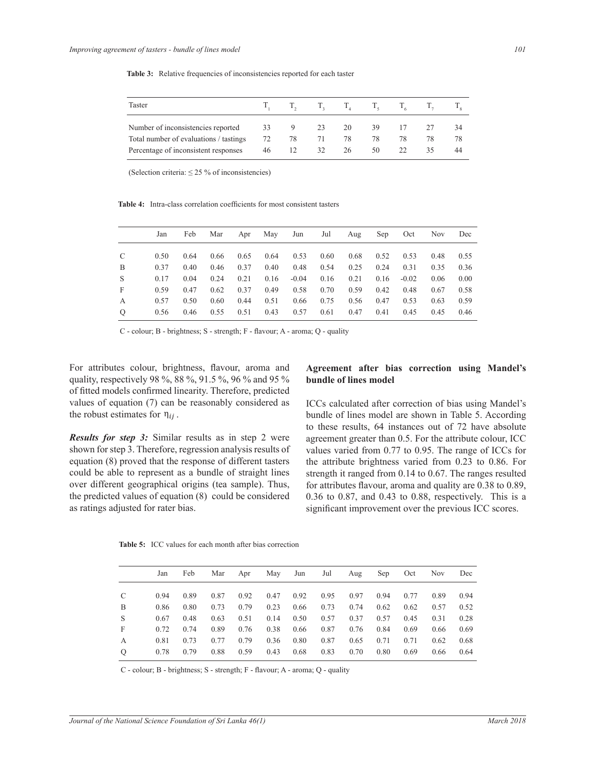**Table 3:** Relative frequencies of inconsistencies reported for each taster

| Taster | $T_1$ | $T_2$ | $T_3$ | $T_4$ | $T_5$ | $T_6$ | $T_7$ | $T_8$ |
|---|---|---|---|---|---|---|---|---|
| Number of inconsistencies reported | 33 | 9 | 23 | 20 | 39 | 17 | 27 | 34 |
| Total number of evaluations / tastings | 72 | 78 | 71 | 78 | 78 | 78 | 78 | 78 |
| Percentage of inconsistent responses | 46 | 12 | 32 | 26 | 50 | 22 | 35 | 44 |

(Selection criteria: ≤ 25 % of inconsistencies)

**Table 4:** Intra-class correlation coefficients for most consistent tasters

| | Jan | Feb | Mar | Apr | May | Jun | Jul | Aug | Sep | Oct | Nov | Dec |
|---|---|---|---|---|---|---|---|---|---|---|---|---|
| C | 0.50 | 0.64 | 0.66 | 0.65 | 0.64 | 0.53 | 0.60 | 0.68 | 0.52 | 0.53 | 0.48 | 0.55 |
| B | 0.37 | 0.40 | 0.46 | 0.37 | 0.40 | 0.48 | 0.54 | 0.25 | 0.24 | 0.31 | 0.35 | 0.36 |
| S | 0.17 | 0.04 | 0.24 | 0.21 | 0.16 | -0.04 | 0.16 | 0.21 | 0.16 | -0.02 | 0.06 | 0.00 |
| F | 0.59 | 0.47 | 0.62 | 0.37 | 0.49 | 0.58 | 0.70 | 0.59 | 0.42 | 0.48 | 0.67 | 0.58 |
| A | 0.57 | 0.50 | 0.60 | 0.44 | 0.51 | 0.66 | 0.75 | 0.56 | 0.47 | 0.53 | 0.63 | 0.59 |
| Q | 0.56 | 0.46 | 0.55 | 0.51 | 0.43 | 0.57 | 0.61 | 0.47 | 0.41 | 0.45 | 0.45 | 0.46 |

C - colour; B - brightness; S - strength; F - flavour; A - aroma; Q - quality

For attributes colour, brightness, flavour, aroma and quality, respectively 98 %, 88 %, 91.5 %, 96 % and 95 % of fitted models confirmed linearity. Therefore, predicted values of equation (7) can be reasonably considered as the robust estimates for $\eta_{ij}$ .

***Results for step 3:*** Similar results as in step 2 were shown for step 3. Therefore, regression analysis results of equation (8) proved that the response of different tasters could be able to represent as a bundle of straight lines over different geographical origins (tea sample). Thus, the predicted values of equation (8) could be considered as ratings adjusted for rater bias.

## Agreement after bias correction using Mandel's bundle of lines model

ICCs calculated after correction of bias using Mandel's bundle of lines model are shown in Table 5. According to these results, 64 instances out of 72 have absolute agreement greater than 0.5. For the attribute colour, ICC values varied from 0.77 to 0.95. The range of ICCs for the attribute brightness varied from 0.23 to 0.86. For strength it ranged from 0.14 to 0.67. The ranges resulted for attributes flavour, aroma and quality are 0.38 to 0.89, 0.36 to 0.87, and 0.43 to 0.88, respectively. This is a significant improvement over the previous ICC scores.

**Table 5:** ICC values for each month after bias correction

| | Jan | Feb | Mar | Apr | May | Jun | Jul | Aug | Sep | Oct | Nov | Dec |
|---|---|---|---|---|---|---|---|---|---|---|---|---|
| C | 0.94 | 0.89 | 0.87 | 0.92 | 0.47 | 0.92 | 0.95 | 0.97 | 0.94 | 0.77 | 0.89 | 0.94 |
| B | 0.86 | 0.80 | 0.73 | 0.79 | 0.23 | 0.66 | 0.73 | 0.74 | 0.62 | 0.62 | 0.57 | 0.52 |
| S | 0.67 | 0.48 | 0.63 | 0.51 | 0.14 | 0.50 | 0.57 | 0.37 | 0.57 | 0.45 | 0.31 | 0.28 |
| F | 0.72 | 0.74 | 0.89 | 0.76 | 0.38 | 0.66 | 0.87 | 0.76 | 0.84 | 0.69 | 0.66 | 0.69 |
| A | 0.81 | 0.73 | 0.77 | 0.79 | 0.36 | 0.80 | 0.87 | 0.65 | 0.71 | 0.71 | 0.62 | 0.68 |
| Q | 0.78 | 0.79 | 0.88 | 0.59 | 0.43 | 0.68 | 0.83 | 0.70 | 0.80 | 0.69 | 0.66 | 0.64 |

C - colour; B - brightness; S - strength; F - flavour; A - aroma; Q - quality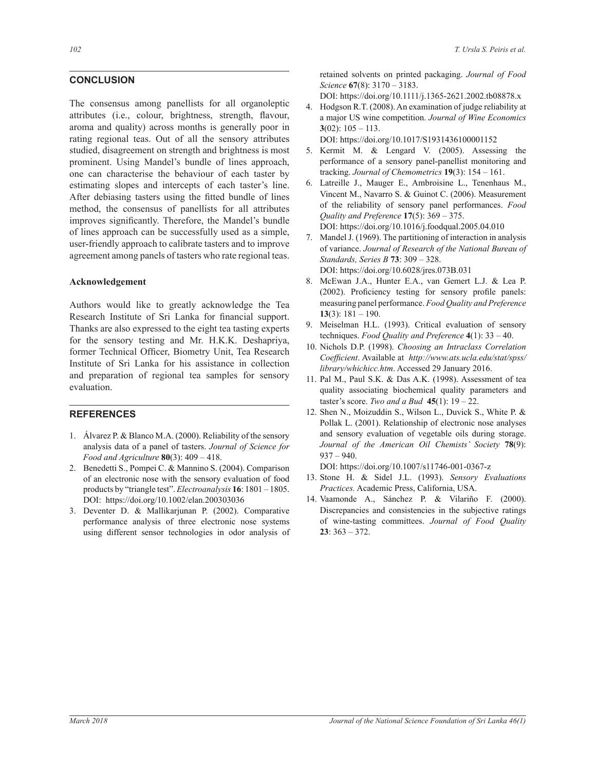## CONCLUSION

The consensus among panellists for all organoleptic attributes (i.e., colour, brightness, strength, flavour, aroma and quality) across months is generally poor in rating regional teas. Out of all the sensory attributes studied, disagreement on strength and brightness is most prominent. Using Mandel's bundle of lines approach, one can characterise the behaviour of each taster by estimating slopes and intercepts of each taster's line. After debiasing tasters using the fitted bundle of lines method, the consensus of panellists for all attributes improves significantly. Therefore, the Mandel's bundle of lines approach can be successfully used as a simple, user-friendly approach to calibrate tasters and to improve agreement among panels of tasters who rate regional teas.

### Acknowledgement

Authors would like to greatly acknowledge the Tea Research Institute of Sri Lanka for financial support. Thanks are also expressed to the eight tea tasting experts for the sensory testing and Mr. H.K.K. Deshapriya, former Technical Officer, Biometry Unit, Tea Research Institute of Sri Lanka for his assistance in collection and preparation of regional tea samples for sensory evaluation.

## REFERENCES

1. Álvarez P. & Blanco M.A. (2000). Reliability of the sensory analysis data of a panel of tasters. *Journal of Science for Food and Agriculture* **80**(3): 409 – 418.
2. Benedetti S., Pompei C. & Mannino S. (2004). Comparison of an electronic nose with the sensory evaluation of food products by "triangle test". *Electroanalysis* **16**: 1801 – 1805. DOI: https://doi.org/10.1002/elan.200303036
3. Deventer D. & Mallikarjunan P. (2002). Comparative performance analysis of three electronic nose systems using different sensor technologies in odor analysis of retained solvents on printed packaging. *Journal of Food Science* **67**(8): 3170 – 3183. DOI: https://doi.org/10.1111/j.1365-2621.2002.tb08878.x
4. Hodgson R.T. (2008). An examination of judge reliability at a major US wine competition. *Journal of Wine Economics* **3**(02): 105 – 113. DOI: https://doi.org/10.1017/S1931436100001152
5. Kermit M. & Lengard V. (2005). Assessing the performance of a sensory panel-panellist monitoring and tracking. *Journal of Chemometrics* **19**(3): 154 – 161.
6. Latreille J., Mauger E., Ambroisine L., Tenenhaus M., Vincent M., Navarro S. & Guinot C. (2006). Measurement of the reliability of sensory panel performances. *Food Quality and Preference* **17**(5): 369 – 375. DOI: https://doi.org/10.1016/j.foodqual.2005.04.010
7. Mandel J. (1969). The partitioning of interaction in analysis of variance. *Journal of Research of the National Bureau of Standards, Series B* **73**: 309 – 328. DOI: https://doi.org/10.6028/jres.073B.031
8. McEwan J.A., Hunter E.A., van Gemert L.J. & Lea P. (2002). Proficiency testing for sensory profile panels: measuring panel performance. *Food Quality and Preference* **13**(3): 181 – 190.
9. Meiselman H.L. (1993). Critical evaluation of sensory techniques. *Food Quality and Preference* **4**(1): 33 – 40.
10. Nichols D.P. (1998). *Choosing an Intraclass Correlation Coefficient*. Available at *http://www.ats.ucla.edu/stat/spss/library/whichicc.htm*. Accessed 29 January 2016.
11. Pal M., Paul S.K. & Das A.K. (1998). Assessment of tea quality associating biochemical quality parameters and taster's score. *Two and a Bud* **45**(1): 19 – 22.
12. Shen N., Moizuddin S., Wilson L., Duvick S., White P. & Pollak L. (2001). Relationship of electronic nose analyses and sensory evaluation of vegetable oils during storage. *Journal of the American Oil Chemists' Society* **78**(9): 937 – 940. DOI: https://doi.org/10.1007/s11746-001-0367-z
13. Stone H. & Sidel J.L. (1993). *Sensory Evaluations Practices.* Academic Press, California, USA.
14. Vaamonde A., Sánchez P. & Vilariño F. (2000). Discrepancies and consistencies in the subjective ratings of wine-tasting committees. *Journal of Food Quality* **23**: 363 – 372.